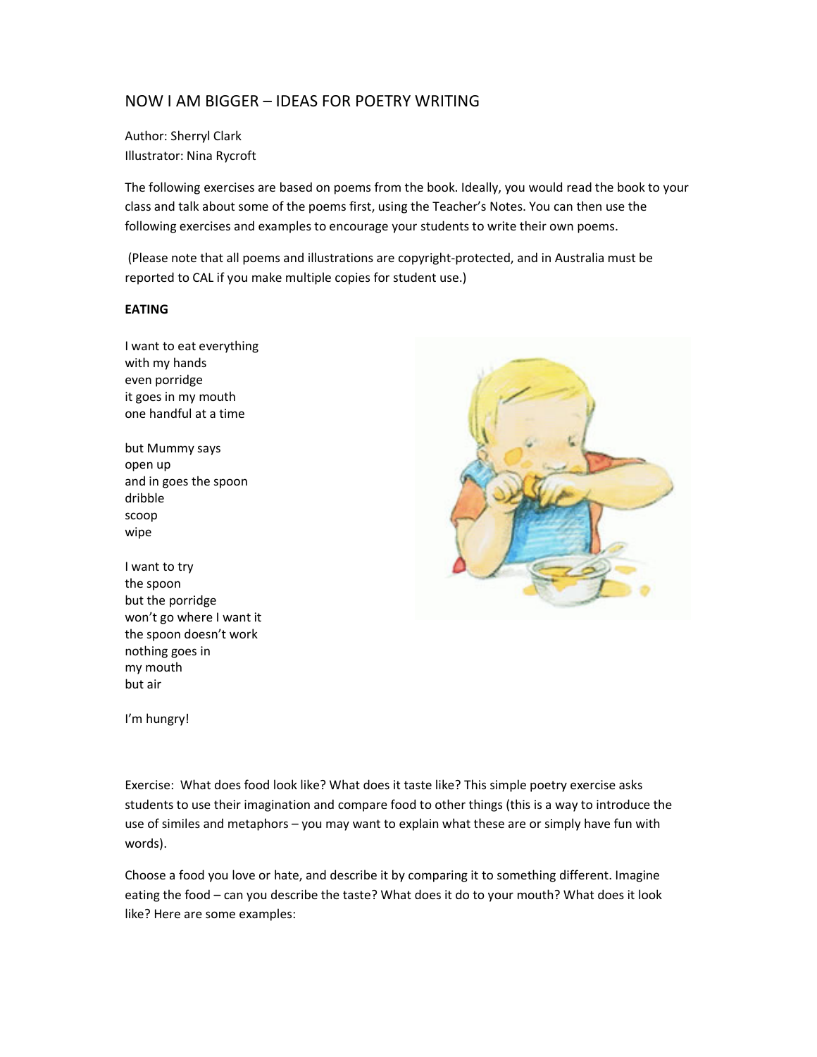# NOW I AM BIGGER – IDEAS FOR POETRY WRITING

Author: Sherryl Clark
Illustrator: Nina Rycroft

The following exercises are based on poems from the book. Ideally, you would read the book to your class and talk about some of the poems first, using the Teacher's Notes. You can then use the following exercises and examples to encourage your students to write their own poems.

(Please note that all poems and illustrations are copyright-protected, and in Australia must be reported to CAL if you make multiple copies for student use.)

**EATING**

I want to eat everything
with my hands
even porridge
it goes in my mouth
one handful at a time

but Mummy says
open up
and in goes the spoon
dribble
scoop
wipe

I want to try
the spoon
but the porridge
won't go where I want it
the spoon doesn't work
nothing goes in
my mouth
but air

I'm hungry!

Exercise: What does food look like? What does it taste like? This simple poetry exercise asks students to use their imagination and compare food to other things (this is a way to introduce the use of similes and metaphors – you may want to explain what these are or simply have fun with words).

Choose a food you love or hate, and describe it by comparing it to something different. Imagine eating the food – can you describe the taste? What does it do to your mouth? What does it look like? Here are some examples: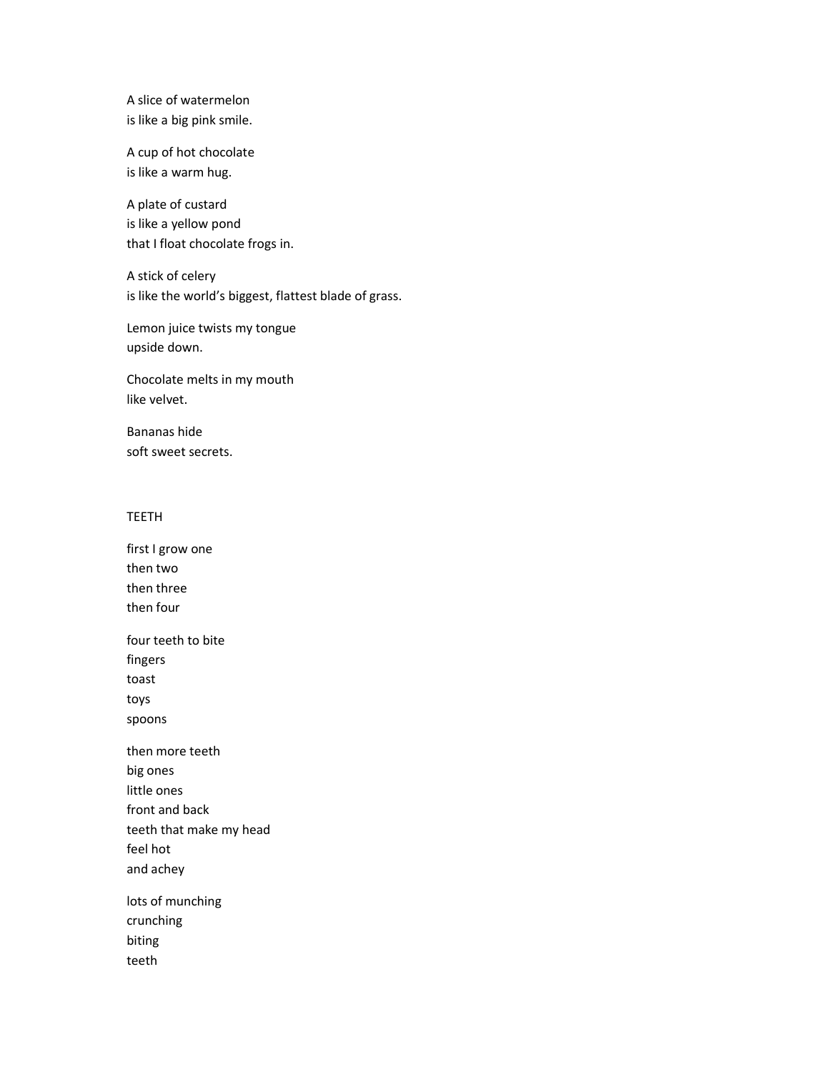A slice of watermelon
is like a big pink smile.

A cup of hot chocolate
is like a warm hug.

A plate of custard
is like a yellow pond
that I float chocolate frogs in.

A stick of celery
is like the world's biggest, flattest blade of grass.

Lemon juice twists my tongue
upside down.

Chocolate melts in my mouth
like velvet.

Bananas hide
soft sweet secrets.

## TEETH

first I grow one
then two
then three
then four

four teeth to bite
fingers
toast
toys
spoons

then more teeth
big ones
little ones
front and back
teeth that make my head
feel hot
and achey

lots of munching
crunching
biting
teeth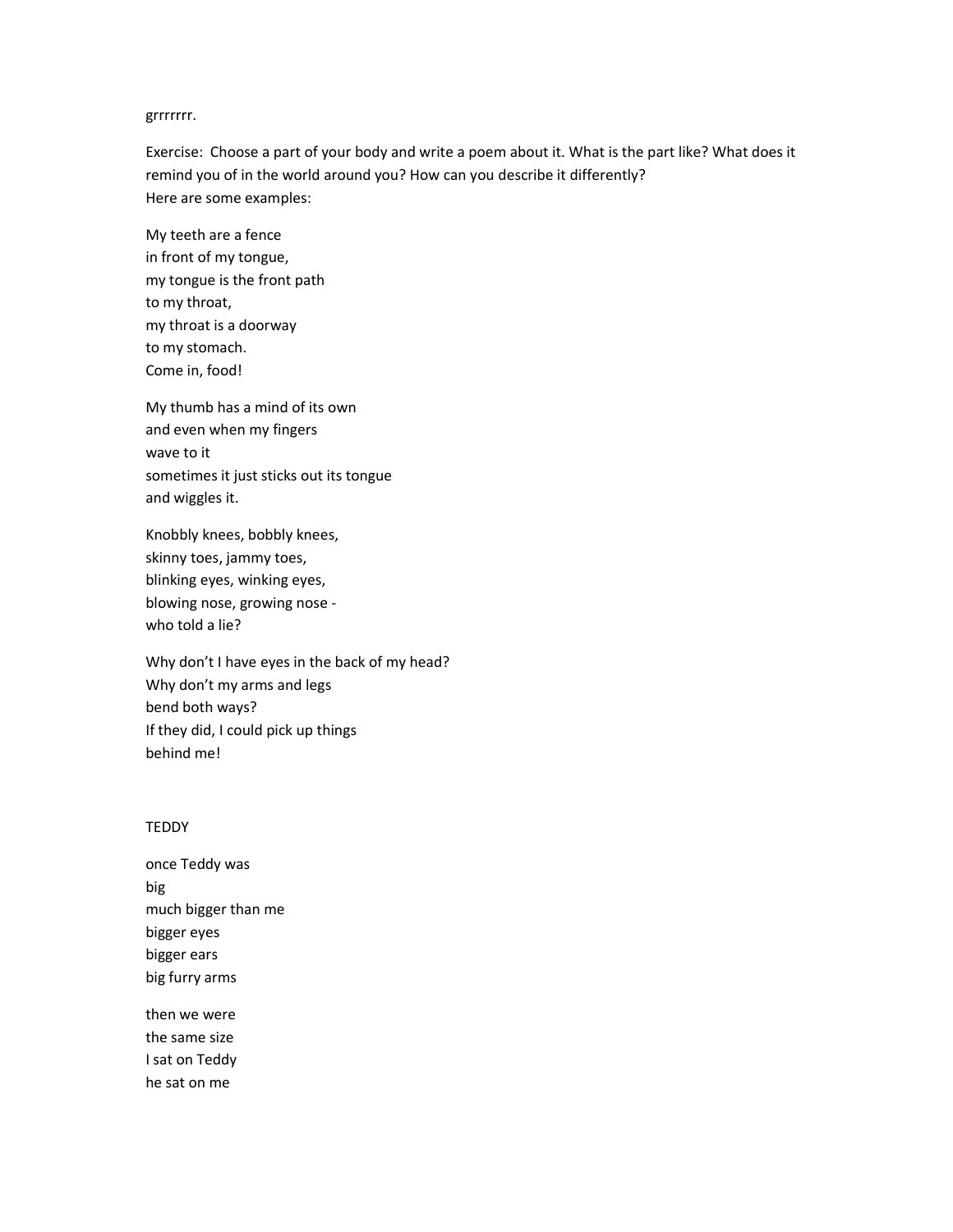grrrrrrr.

Exercise: Choose a part of your body and write a poem about it. What is the part like? What does it remind you of in the world around you? How can you describe it differently?
Here are some examples:

My teeth are a fence
in front of my tongue,
my tongue is the front path
to my throat,
my throat is a doorway
to my stomach.
Come in, food!

My thumb has a mind of its own
and even when my fingers
wave to it
sometimes it just sticks out its tongue
and wiggles it.

Knobbly knees, bobbly knees,
skinny toes, jammy toes,
blinking eyes, winking eyes,
blowing nose, growing nose -
who told a lie?

Why don't I have eyes in the back of my head?
Why don't my arms and legs
bend both ways?
If they did, I could pick up things
behind me!

TEDDY

once Teddy was
big
much bigger than me
bigger eyes
bigger ears
big furry arms

then we were
the same size
I sat on Teddy
he sat on me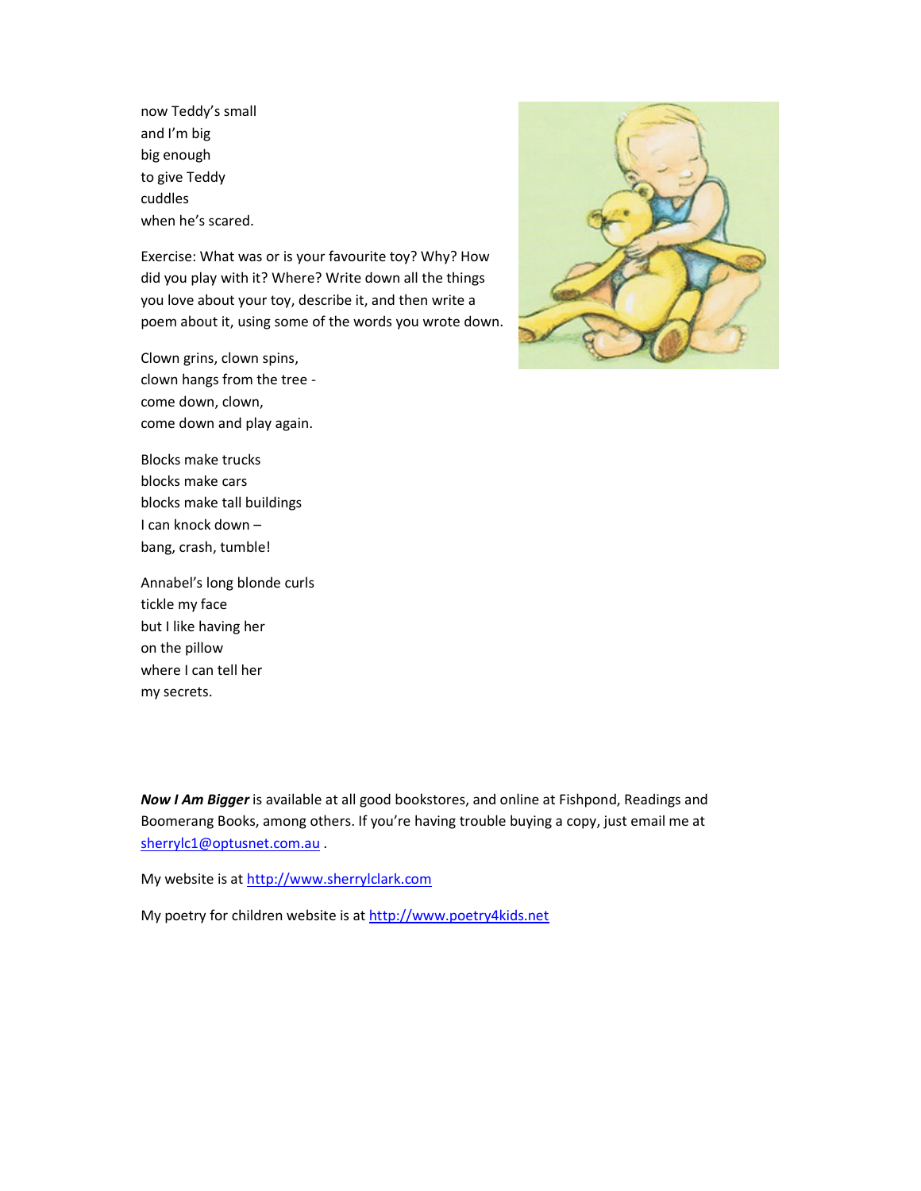now Teddy's small
and I'm big
big enough
to give Teddy
cuddles
when he's scared.

Exercise: What was or is your favourite toy? Why? How did you play with it? Where? Write down all the things you love about your toy, describe it, and then write a poem about it, using some of the words you wrote down.

Clown grins, clown spins,
clown hangs from the tree -
come down, clown,
come down and play again.

Blocks make trucks
blocks make cars
blocks make tall buildings
I can knock down –
bang, crash, tumble!

Annabel's long blonde curls
tickle my face
but I like having her
on the pillow
where I can tell her
my secrets.

***Now I Am Bigger*** is available at all good bookstores, and online at Fishpond, Readings and Boomerang Books, among others. If you're having trouble buying a copy, just email me at sherrylc1@optusnet.com.au .

My website is at http://www.sherrylclark.com

My poetry for children website is at http://www.poetry4kids.net